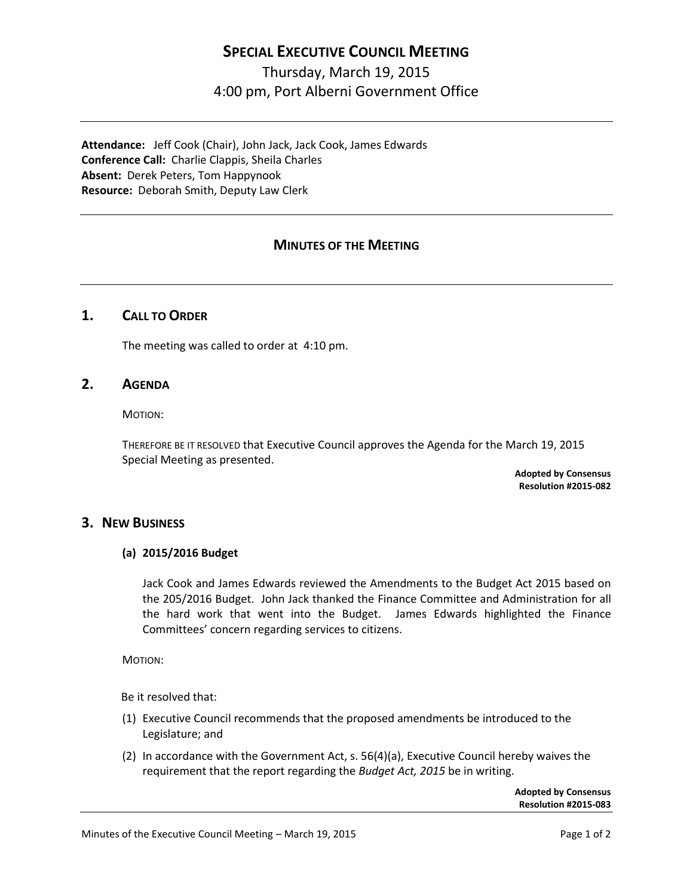# Special Executive Council Meeting

Thursday, March 19, 2015
4:00 pm, Port Alberni Government Office

---

**Attendance:** Jeff Cook (Chair), John Jack, Jack Cook, James Edwards
**Conference Call:** Charlie Clappis, Sheila Charles
**Absent:** Derek Peters, Tom Happynook
**Resource:** Deborah Smith, Deputy Law Clerk

---

## Minutes of the Meeting

---

## 1. Call to Order

The meeting was called to order at 4:10 pm.

## 2. Agenda

MOTION:

THEREFORE BE IT RESOLVED that Executive Council approves the Agenda for the March 19, 2015 Special Meeting as presented.

**Adopted by Consensus**
**Resolution #2015-082**

## 3. New Business

### (a) 2015/2016 Budget

Jack Cook and James Edwards reviewed the Amendments to the Budget Act 2015 based on the 205/2016 Budget. John Jack thanked the Finance Committee and Administration for all the hard work that went into the Budget. James Edwards highlighted the Finance Committees' concern regarding services to citizens.

MOTION:

Be it resolved that:

(1) Executive Council recommends that the proposed amendments be introduced to the Legislature; and

(2) In accordance with the Government Act, s. 56(4)(a), Executive Council hereby waives the requirement that the report regarding the *Budget Act, 2015* be in writing.

**Adopted by Consensus**
**Resolution #2015-083**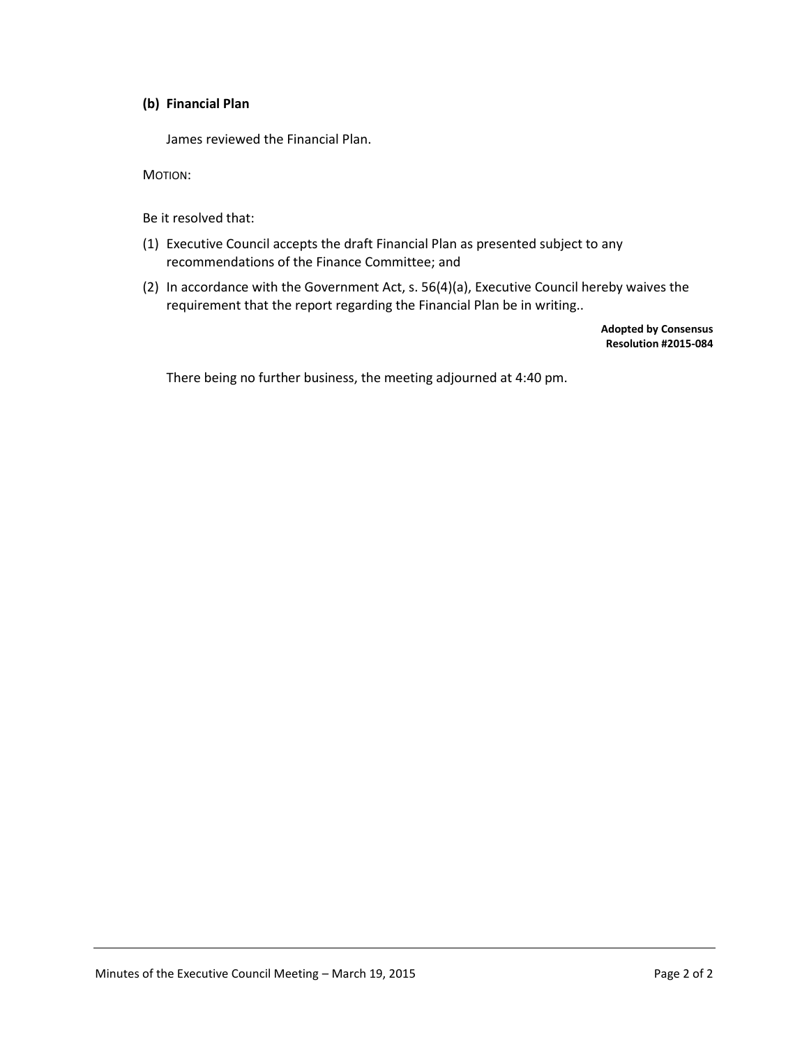### (b) Financial Plan

James reviewed the Financial Plan.

MOTION:

Be it resolved that:

(1) Executive Council accepts the draft Financial Plan as presented subject to any recommendations of the Finance Committee; and

(2) In accordance with the Government Act, s. 56(4)(a), Executive Council hereby waives the requirement that the report regarding the Financial Plan be in writing..

**Adopted by Consensus**
**Resolution #2015-084**

There being no further business, the meeting adjourned at 4:40 pm.